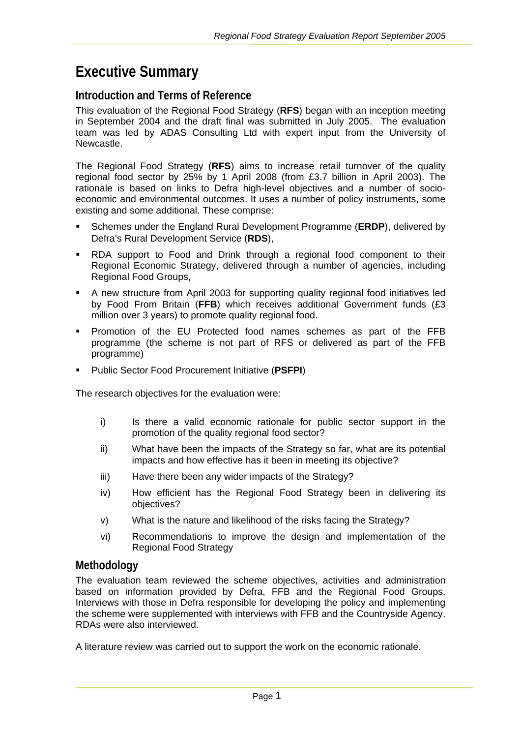# Executive Summary

## Introduction and Terms of Reference

This evaluation of the Regional Food Strategy (**RFS**) began with an inception meeting in September 2004 and the draft final was submitted in July 2005. The evaluation team was led by ADAS Consulting Ltd with expert input from the University of Newcastle.

The Regional Food Strategy (**RFS**) aims to increase retail turnover of the quality regional food sector by 25% by 1 April 2008 (from £3.7 billion in April 2003). The rationale is based on links to Defra high-level objectives and a number of socio-economic and environmental outcomes. It uses a number of policy instruments, some existing and some additional. These comprise:

- Schemes under the England Rural Development Programme (**ERDP**), delivered by Defra's Rural Development Service (**RDS**),
- RDA support to Food and Drink through a regional food component to their Regional Economic Strategy, delivered through a number of agencies, including Regional Food Groups,
- A new structure from April 2003 for supporting quality regional food initiatives led by Food From Britain (**FFB**) which receives additional Government funds (£3 million over 3 years) to promote quality regional food.
- Promotion of the EU Protected food names schemes as part of the FFB programme (the scheme is not part of RFS or delivered as part of the FFB programme)
- Public Sector Food Procurement Initiative (**PSFPI**)

The research objectives for the evaluation were:

i) Is there a valid economic rationale for public sector support in the promotion of the quality regional food sector?

ii) What have been the impacts of the Strategy so far, what are its potential impacts and how effective has it been in meeting its objective?

iii) Have there been any wider impacts of the Strategy?

iv) How efficient has the Regional Food Strategy been in delivering its objectives?

v) What is the nature and likelihood of the risks facing the Strategy?

vi) Recommendations to improve the design and implementation of the Regional Food Strategy

## Methodology

The evaluation team reviewed the scheme objectives, activities and administration based on information provided by Defra, FFB and the Regional Food Groups. Interviews with those in Defra responsible for developing the policy and implementing the scheme were supplemented with interviews with FFB and the Countryside Agency. RDAs were also interviewed.

A literature review was carried out to support the work on the economic rationale.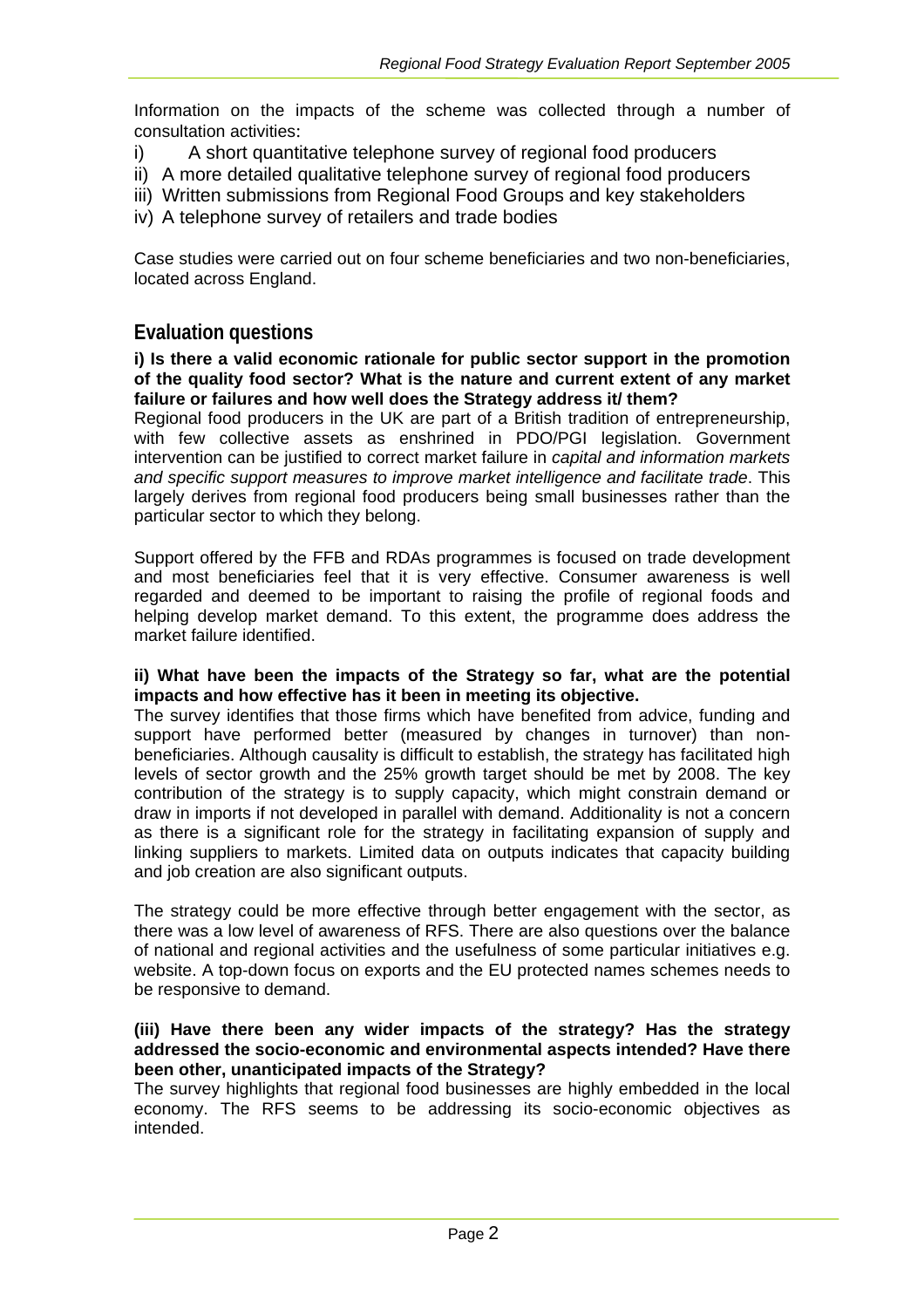Information on the impacts of the scheme was collected through a number of consultation activities:

i) A short quantitative telephone survey of regional food producers
ii) A more detailed qualitative telephone survey of regional food producers
iii) Written submissions from Regional Food Groups and key stakeholders
iv) A telephone survey of retailers and trade bodies

Case studies were carried out on four scheme beneficiaries and two non-beneficiaries, located across England.

## Evaluation questions

**i) Is there a valid economic rationale for public sector support in the promotion of the quality food sector? What is the nature and current extent of any market failure or failures and how well does the Strategy address it/ them?**

Regional food producers in the UK are part of a British tradition of entrepreneurship, with few collective assets as enshrined in PDO/PGI legislation. Government intervention can be justified to correct market failure in *capital and information markets and specific support measures to improve market intelligence and facilitate trade*. This largely derives from regional food producers being small businesses rather than the particular sector to which they belong.

Support offered by the FFB and RDAs programmes is focused on trade development and most beneficiaries feel that it is very effective. Consumer awareness is well regarded and deemed to be important to raising the profile of regional foods and helping develop market demand. To this extent, the programme does address the market failure identified.

**ii) What have been the impacts of the Strategy so far, what are the potential impacts and how effective has it been in meeting its objective.**

The survey identifies that those firms which have benefited from advice, funding and support have performed better (measured by changes in turnover) than non-beneficiaries. Although causality is difficult to establish, the strategy has facilitated high levels of sector growth and the 25% growth target should be met by 2008. The key contribution of the strategy is to supply capacity, which might constrain demand or draw in imports if not developed in parallel with demand. Additionality is not a concern as there is a significant role for the strategy in facilitating expansion of supply and linking suppliers to markets. Limited data on outputs indicates that capacity building and job creation are also significant outputs.

The strategy could be more effective through better engagement with the sector, as there was a low level of awareness of RFS. There are also questions over the balance of national and regional activities and the usefulness of some particular initiatives e.g. website. A top-down focus on exports and the EU protected names schemes needs to be responsive to demand.

**(iii) Have there been any wider impacts of the strategy? Has the strategy addressed the socio-economic and environmental aspects intended? Have there been other, unanticipated impacts of the Strategy?**

The survey highlights that regional food businesses are highly embedded in the local economy. The RFS seems to be addressing its socio-economic objectives as intended.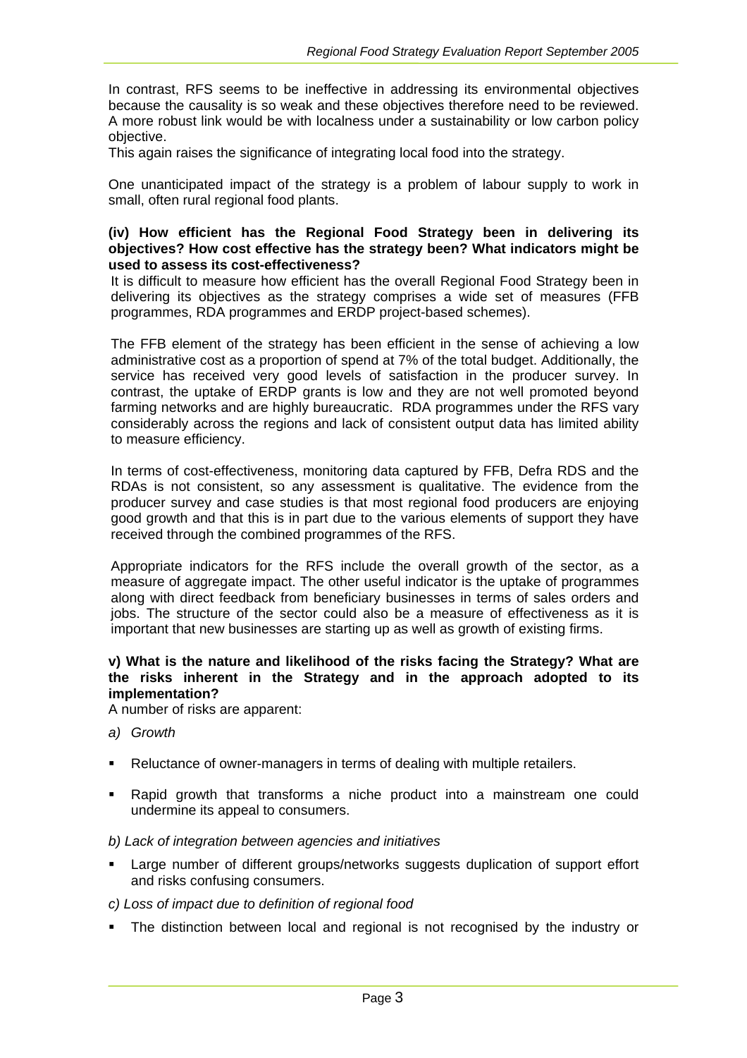In contrast, RFS seems to be ineffective in addressing its environmental objectives because the causality is so weak and these objectives therefore need to be reviewed. A more robust link would be with localness under a sustainability or low carbon policy objective.

This again raises the significance of integrating local food into the strategy.

One unanticipated impact of the strategy is a problem of labour supply to work in small, often rural regional food plants.

**(iv) How efficient has the Regional Food Strategy been in delivering its objectives? How cost effective has the strategy been? What indicators might be used to assess its cost-effectiveness?**

It is difficult to measure how efficient has the overall Regional Food Strategy been in delivering its objectives as the strategy comprises a wide set of measures (FFB programmes, RDA programmes and ERDP project-based schemes).

The FFB element of the strategy has been efficient in the sense of achieving a low administrative cost as a proportion of spend at 7% of the total budget. Additionally, the service has received very good levels of satisfaction in the producer survey. In contrast, the uptake of ERDP grants is low and they are not well promoted beyond farming networks and are highly bureaucratic. RDA programmes under the RFS vary considerably across the regions and lack of consistent output data has limited ability to measure efficiency.

In terms of cost-effectiveness, monitoring data captured by FFB, Defra RDS and the RDAs is not consistent, so any assessment is qualitative. The evidence from the producer survey and case studies is that most regional food producers are enjoying good growth and that this is in part due to the various elements of support they have received through the combined programmes of the RFS.

Appropriate indicators for the RFS include the overall growth of the sector, as a measure of aggregate impact. The other useful indicator is the uptake of programmes along with direct feedback from beneficiary businesses in terms of sales orders and jobs. The structure of the sector could also be a measure of effectiveness as it is important that new businesses are starting up as well as growth of existing firms.

**v) What is the nature and likelihood of the risks facing the Strategy? What are the risks inherent in the Strategy and in the approach adopted to its implementation?**

A number of risks are apparent:

*a) Growth*

- Reluctance of owner-managers in terms of dealing with multiple retailers.
- Rapid growth that transforms a niche product into a mainstream one could undermine its appeal to consumers.

*b) Lack of integration between agencies and initiatives*

- Large number of different groups/networks suggests duplication of support effort and risks confusing consumers.

*c) Loss of impact due to definition of regional food*

- The distinction between local and regional is not recognised by the industry or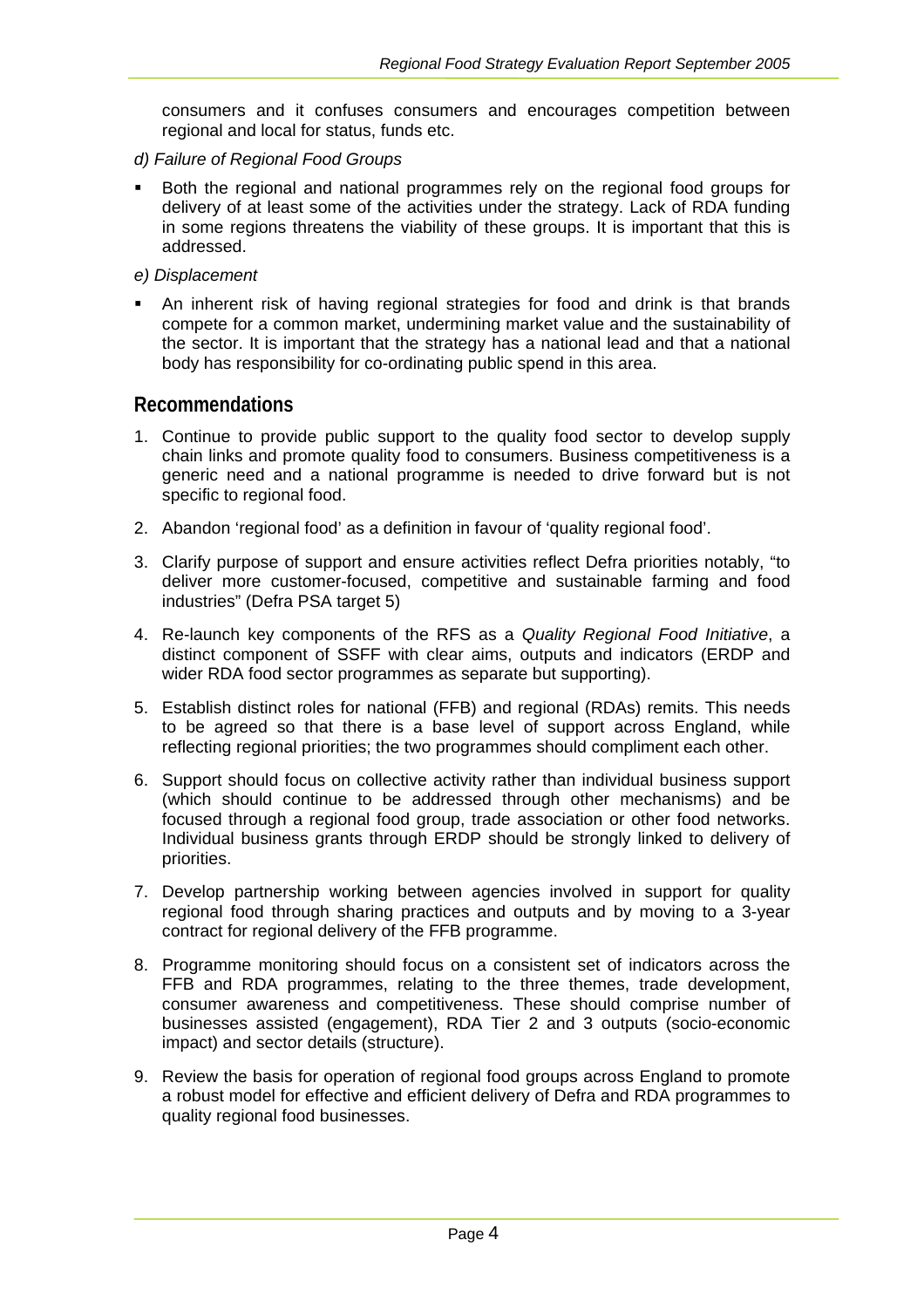consumers and it confuses consumers and encourages competition between regional and local for status, funds etc.

*d) Failure of Regional Food Groups*

- Both the regional and national programmes rely on the regional food groups for delivery of at least some of the activities under the strategy. Lack of RDA funding in some regions threatens the viability of these groups. It is important that this is addressed.

*e) Displacement*

- An inherent risk of having regional strategies for food and drink is that brands compete for a common market, undermining market value and the sustainability of the sector. It is important that the strategy has a national lead and that a national body has responsibility for co-ordinating public spend in this area.

## Recommendations

1. Continue to provide public support to the quality food sector to develop supply chain links and promote quality food to consumers. Business competitiveness is a generic need and a national programme is needed to drive forward but is not specific to regional food.

2. Abandon 'regional food' as a definition in favour of 'quality regional food'.

3. Clarify purpose of support and ensure activities reflect Defra priorities notably, "to deliver more customer-focused, competitive and sustainable farming and food industries" (Defra PSA target 5)

4. Re-launch key components of the RFS as a *Quality Regional Food Initiative*, a distinct component of SSFF with clear aims, outputs and indicators (ERDP and wider RDA food sector programmes as separate but supporting).

5. Establish distinct roles for national (FFB) and regional (RDAs) remits. This needs to be agreed so that there is a base level of support across England, while reflecting regional priorities; the two programmes should compliment each other.

6. Support should focus on collective activity rather than individual business support (which should continue to be addressed through other mechanisms) and be focused through a regional food group, trade association or other food networks. Individual business grants through ERDP should be strongly linked to delivery of priorities.

7. Develop partnership working between agencies involved in support for quality regional food through sharing practices and outputs and by moving to a 3-year contract for regional delivery of the FFB programme.

8. Programme monitoring should focus on a consistent set of indicators across the FFB and RDA programmes, relating to the three themes, trade development, consumer awareness and competitiveness. These should comprise number of businesses assisted (engagement), RDA Tier 2 and 3 outputs (socio-economic impact) and sector details (structure).

9. Review the basis for operation of regional food groups across England to promote a robust model for effective and efficient delivery of Defra and RDA programmes to quality regional food businesses.